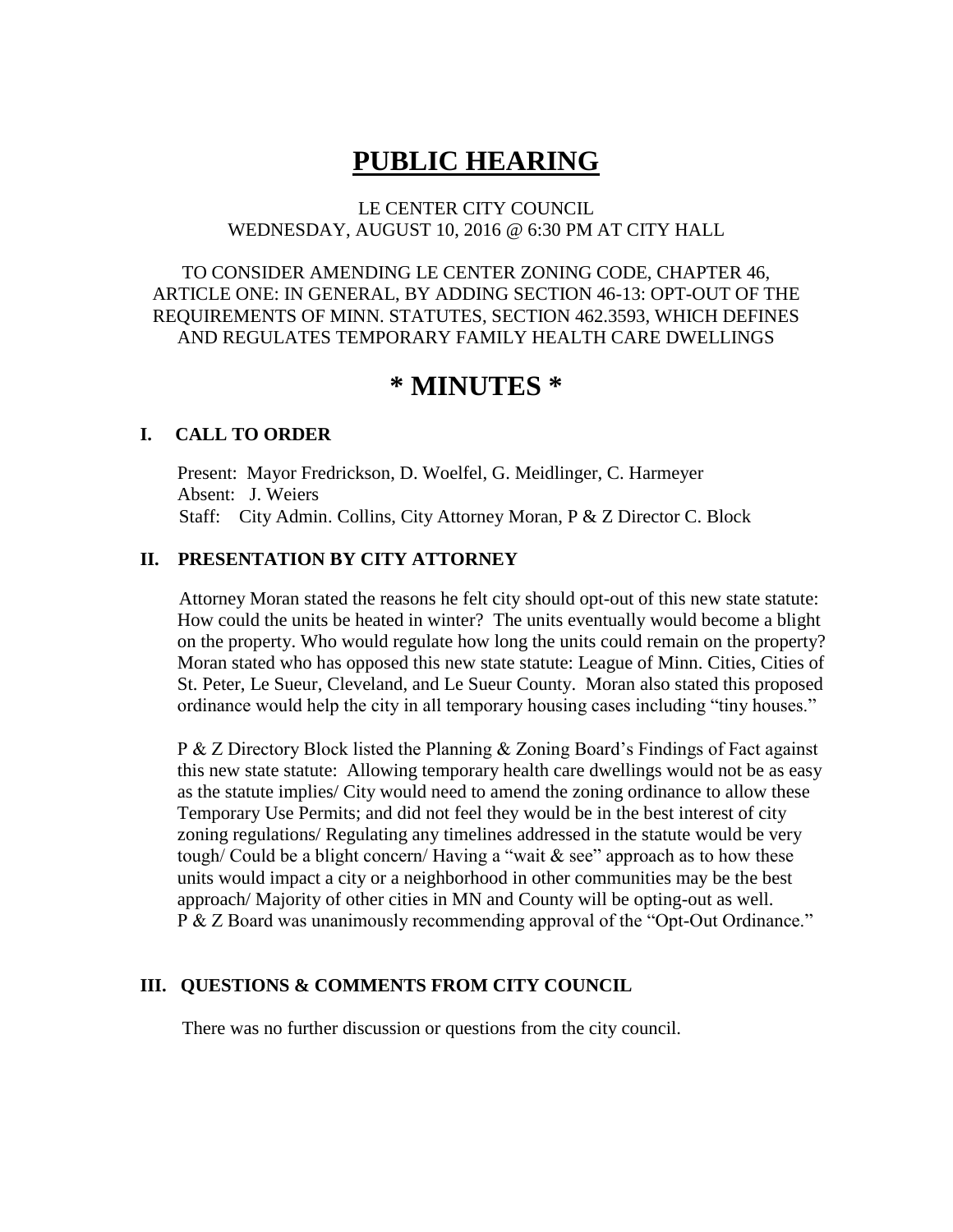# PUBLIC HEARING

LE CENTER CITY COUNCIL
WEDNESDAY, AUGUST 10, 2016 @ 6:30 PM AT CITY HALL

TO CONSIDER AMENDING LE CENTER ZONING CODE, CHAPTER 46, ARTICLE ONE: IN GENERAL, BY ADDING SECTION 46-13: OPT-OUT OF THE REQUIREMENTS OF MINN. STATUTES, SECTION 462.3593, WHICH DEFINES AND REGULATES TEMPORARY FAMILY HEALTH CARE DWELLINGS

# * MINUTES *

## I. CALL TO ORDER

Present: Mayor Fredrickson, D. Woelfel, G. Meidlinger, C. Harmeyer
Absent: J. Weiers
Staff: City Admin. Collins, City Attorney Moran, P & Z Director C. Block

## II. PRESENTATION BY CITY ATTORNEY

Attorney Moran stated the reasons he felt city should opt-out of this new state statute: How could the units be heated in winter? The units eventually would become a blight on the property. Who would regulate how long the units could remain on the property? Moran stated who has opposed this new state statute: League of Minn. Cities, Cities of St. Peter, Le Sueur, Cleveland, and Le Sueur County. Moran also stated this proposed ordinance would help the city in all temporary housing cases including "tiny houses."

P & Z Directory Block listed the Planning & Zoning Board's Findings of Fact against this new state statute: Allowing temporary health care dwellings would not be as easy as the statute implies/ City would need to amend the zoning ordinance to allow these Temporary Use Permits; and did not feel they would be in the best interest of city zoning regulations/ Regulating any timelines addressed in the statute would be very tough/ Could be a blight concern/ Having a "wait & see" approach as to how these units would impact a city or a neighborhood in other communities may be the best approach/ Majority of other cities in MN and County will be opting-out as well. P & Z Board was unanimously recommending approval of the "Opt-Out Ordinance."

## III. QUESTIONS & COMMENTS FROM CITY COUNCIL

There was no further discussion or questions from the city council.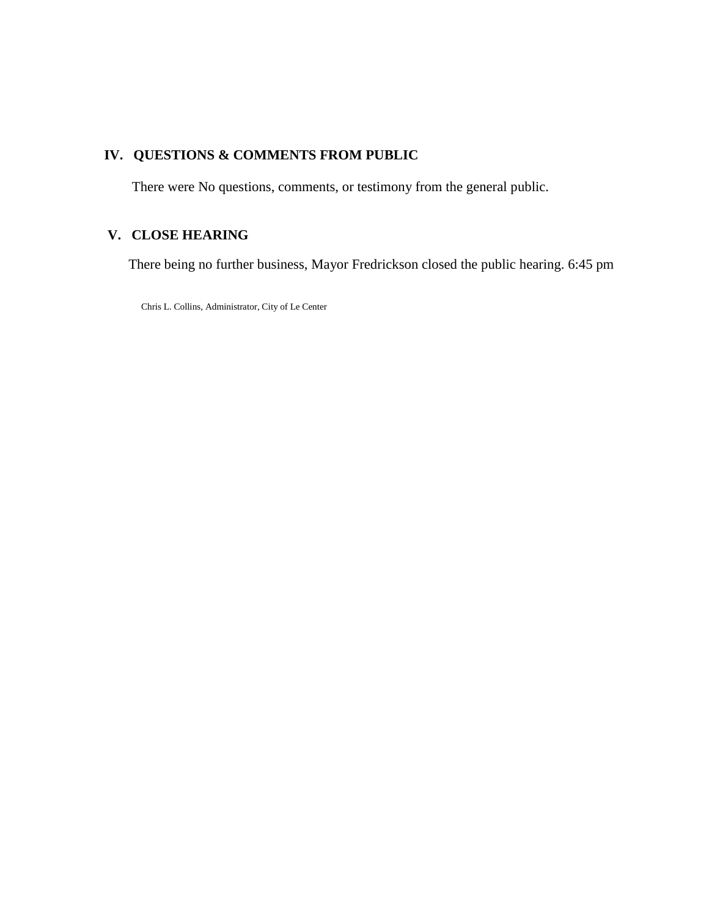## IV. QUESTIONS & COMMENTS FROM PUBLIC

There were No questions, comments, or testimony from the general public.

## V. CLOSE HEARING

There being no further business, Mayor Fredrickson closed the public hearing. 6:45 pm

Chris L. Collins, Administrator, City of Le Center